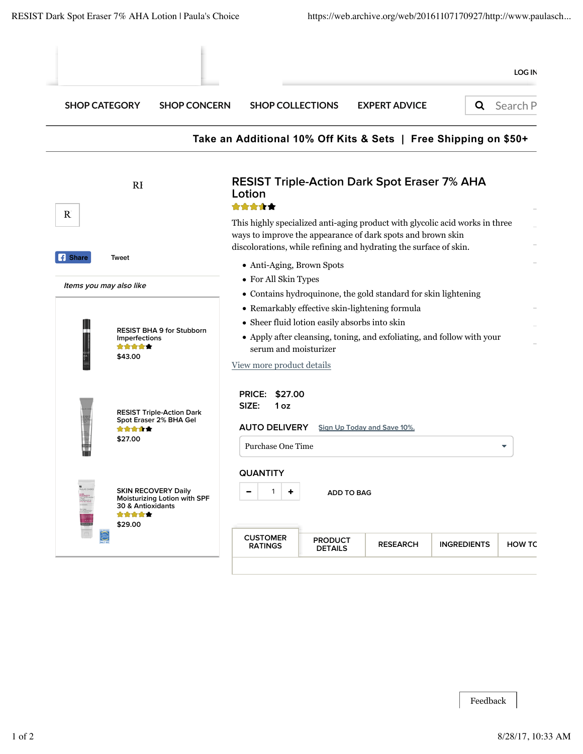LOG IN

SHOP CATEGORY SHOP CONCERN SHOP COLLECTIONS EXPERT ADVICE Search P

**Take an Additional 10% Off Kits & Sets | Free Shipping on $50+**

RI

R

Share Tweet

*Items you may also like*

RESIST BHA 9 for Stubborn Imperfections
$43.00

RESIST Triple-Action Dark Spot Eraser 2% BHA Gel
$27.00

SKIN RECOVERY Daily Moisturizing Lotion with SPF 30 & Antioxidants
$29.00

# RESIST Triple-Action Dark Spot Eraser 7% AHA Lotion

This highly specialized anti-aging product with glycolic acid works in three ways to improve the appearance of dark spots and brown skin discolorations, while refining and hydrating the surface of skin.

- Anti-Aging, Brown Spots
- For All Skin Types
- Contains hydroquinone, the gold standard for skin lightening
- Remarkably effective skin-lightening formula
- Sheer fluid lotion easily absorbs into skin
- Apply after cleansing, toning, and exfoliating, and follow with your serum and moisturizer

View more product details

**PRICE:** $27.00
**SIZE:** 1 oz

**AUTO DELIVERY** Sign Up Today and Save 10%.

Purchase One Time

**QUANTITY**

− 1 + ADD TO BAG

CUSTOMER RATINGS | PRODUCT DETAILS | RESEARCH | INGREDIENTS | HOW TO

Feedback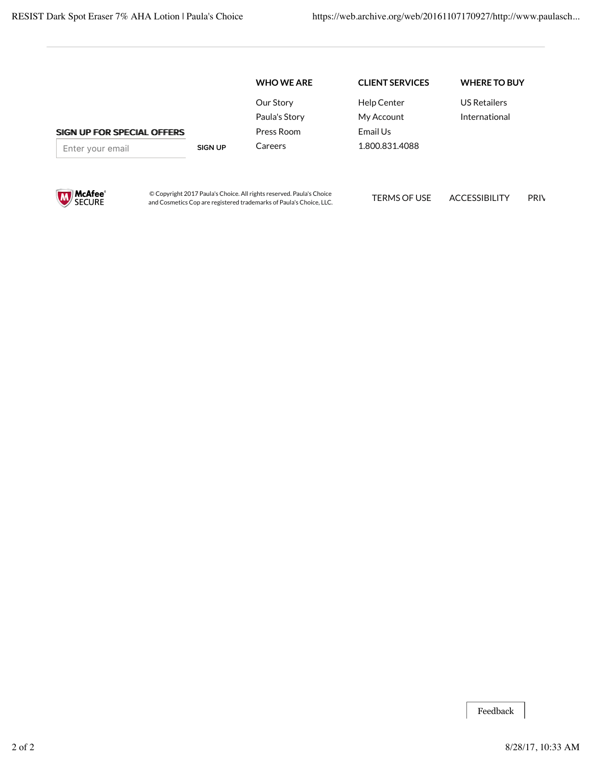**SIGN UP FOR SPECIAL OFFERS**

Enter your email

SIGN UP

**WHO WE ARE**

Our Story
Paula's Story
Press Room
Careers

**CLIENT SERVICES**

Help Center
My Account
Email Us
1.800.831.4088

**WHERE TO BUY**

US Retailers
International

McAfee SECURE

© Copyright 2017 Paula's Choice. All rights reserved. Paula's Choice and Cosmetics Cop are registered trademarks of Paula's Choice, LLC.

TERMS OF USE ACCESSIBILITY PRIV

Feedback